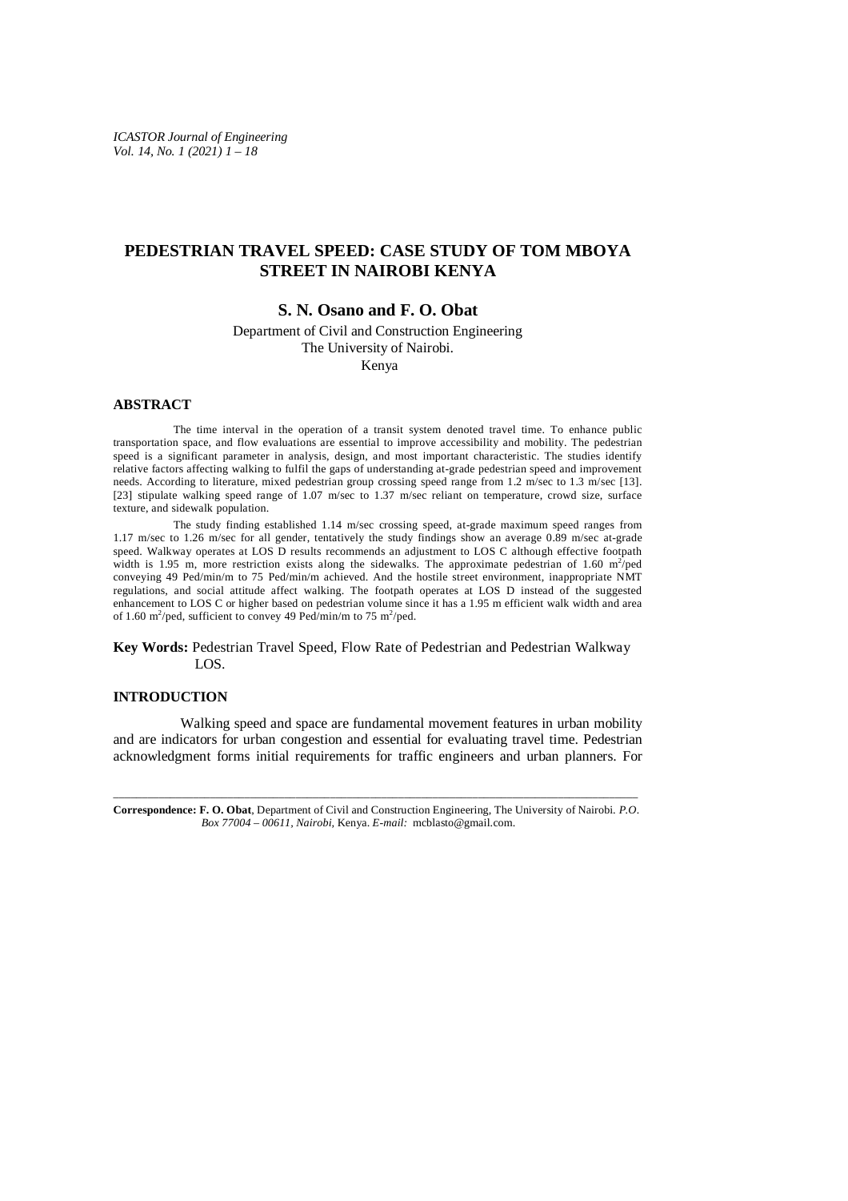# PEDESTRIAN TRAVEL SPEED: CASE STUDY OF TOM MBOYA STREET IN NAIROBI KENYA

**S. N. Osano and F. O. Obat**

Department of Civil and Construction Engineering
The University of Nairobi.
Kenya

## ABSTRACT

The time interval in the operation of a transit system denoted travel time. To enhance public transportation space, and flow evaluations are essential to improve accessibility and mobility. The pedestrian speed is a significant parameter in analysis, design, and most important characteristic. The studies identify relative factors affecting walking to fulfil the gaps of understanding at-grade pedestrian speed and improvement needs. According to literature, mixed pedestrian group crossing speed range from 1.2 m/sec to 1.3 m/sec [13]. [23] stipulate walking speed range of 1.07 m/sec to 1.37 m/sec reliant on temperature, crowd size, surface texture, and sidewalk population.

The study finding established 1.14 m/sec crossing speed, at-grade maximum speed ranges from 1.17 m/sec to 1.26 m/sec for all gender, tentatively the study findings show an average 0.89 m/sec at-grade speed. Walkway operates at LOS D results recommends an adjustment to LOS C although effective footpath width is 1.95 m, more restriction exists along the sidewalks. The approximate pedestrian of 1.60 $m^2$/ped conveying 49 Ped/min/m to 75 Ped/min/m achieved. And the hostile street environment, inappropriate NMT regulations, and social attitude affect walking. The footpath operates at LOS D instead of the suggested enhancement to LOS C or higher based on pedestrian volume since it has a 1.95 m efficient walk width and area of 1.60 $m^2$/ped, sufficient to convey 49 Ped/min/m to 75 $m^2$/ped.

**Key Words:** Pedestrian Travel Speed, Flow Rate of Pedestrian and Pedestrian Walkway LOS.

## INTRODUCTION

Walking speed and space are fundamental movement features in urban mobility and are indicators for urban congestion and essential for evaluating travel time. Pedestrian acknowledgment forms initial requirements for traffic engineers and urban planners. For

---

**Correspondence: F. O. Obat**, Department of Civil and Construction Engineering, The University of Nairobi. *P.O. Box 77004 – 00611, Nairobi*, Kenya. *E-mail:* mcblasto@gmail.com.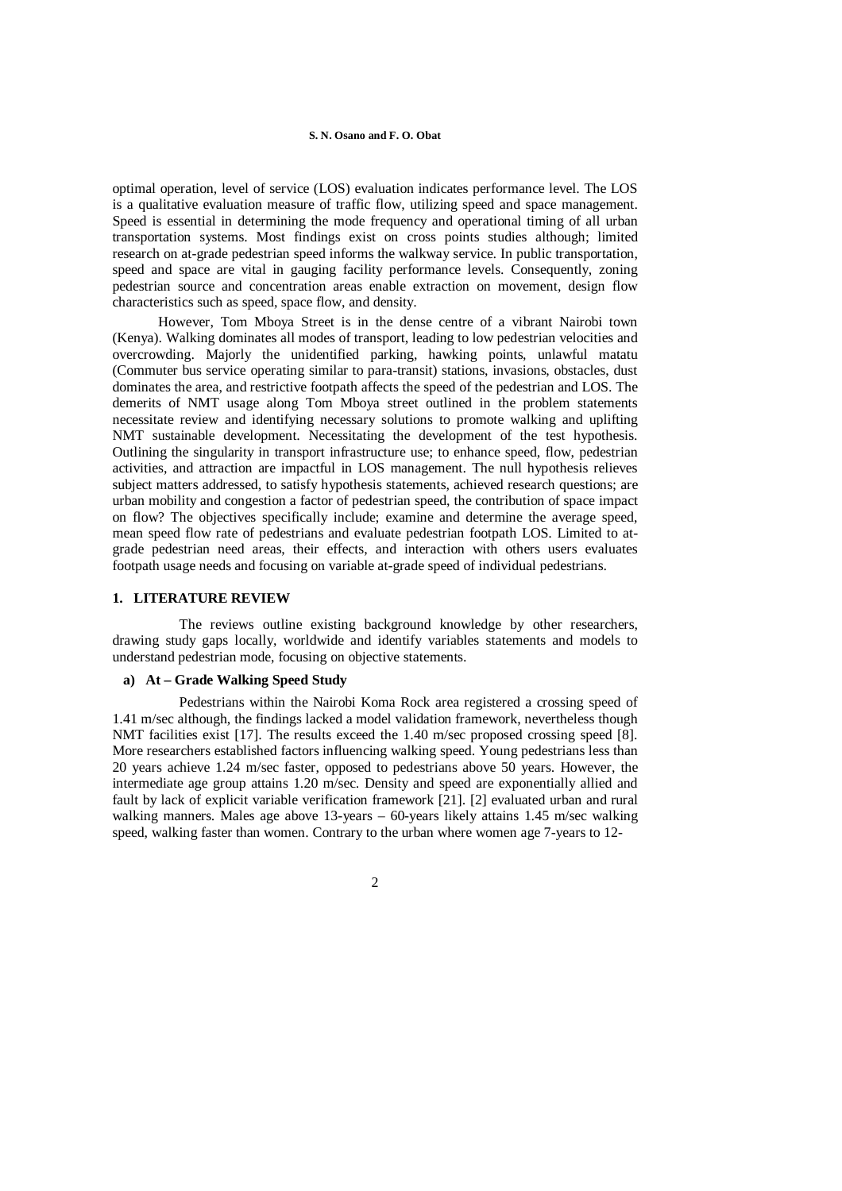optimal operation, level of service (LOS) evaluation indicates performance level. The LOS is a qualitative evaluation measure of traffic flow, utilizing speed and space management. Speed is essential in determining the mode frequency and operational timing of all urban transportation systems. Most findings exist on cross points studies although; limited research on at-grade pedestrian speed informs the walkway service. In public transportation, speed and space are vital in gauging facility performance levels. Consequently, zoning pedestrian source and concentration areas enable extraction on movement, design flow characteristics such as speed, space flow, and density.

However, Tom Mboya Street is in the dense centre of a vibrant Nairobi town (Kenya). Walking dominates all modes of transport, leading to low pedestrian velocities and overcrowding. Majorly the unidentified parking, hawking points, unlawful matatu (Commuter bus service operating similar to para-transit) stations, invasions, obstacles, dust dominates the area, and restrictive footpath affects the speed of the pedestrian and LOS. The demerits of NMT usage along Tom Mboya street outlined in the problem statements necessitate review and identifying necessary solutions to promote walking and uplifting NMT sustainable development. Necessitating the development of the test hypothesis. Outlining the singularity in transport infrastructure use; to enhance speed, flow, pedestrian activities, and attraction are impactful in LOS management. The null hypothesis relieves subject matters addressed, to satisfy hypothesis statements, achieved research questions; are urban mobility and congestion a factor of pedestrian speed, the contribution of space impact on flow? The objectives specifically include; examine and determine the average speed, mean speed flow rate of pedestrians and evaluate pedestrian footpath LOS. Limited to at-grade pedestrian need areas, their effects, and interaction with others users evaluates footpath usage needs and focusing on variable at-grade speed of individual pedestrians.

## 1. LITERATURE REVIEW

The reviews outline existing background knowledge by other researchers, drawing study gaps locally, worldwide and identify variables statements and models to understand pedestrian mode, focusing on objective statements.

### a) At – Grade Walking Speed Study

Pedestrians within the Nairobi Koma Rock area registered a crossing speed of 1.41 m/sec although, the findings lacked a model validation framework, nevertheless though NMT facilities exist [17]. The results exceed the 1.40 m/sec proposed crossing speed [8]. More researchers established factors influencing walking speed. Young pedestrians less than 20 years achieve 1.24 m/sec faster, opposed to pedestrians above 50 years. However, the intermediate age group attains 1.20 m/sec. Density and speed are exponentially allied and fault by lack of explicit variable verification framework [21]. [2] evaluated urban and rural walking manners. Males age above 13-years – 60-years likely attains 1.45 m/sec walking speed, walking faster than women. Contrary to the urban where women age 7-years to 12-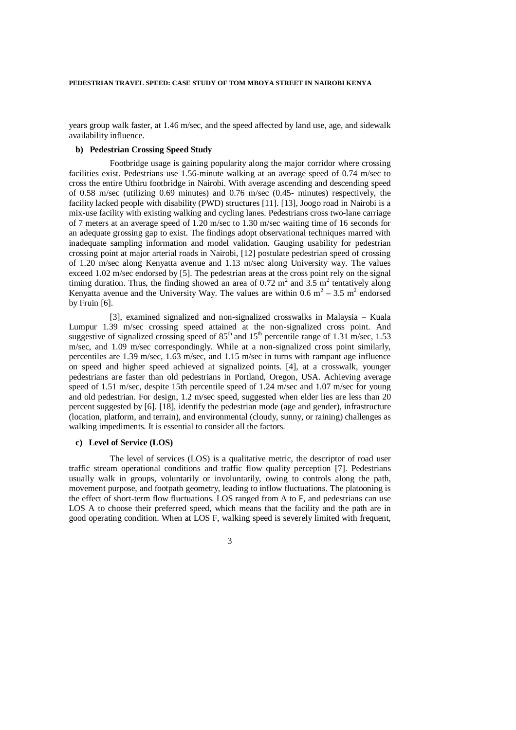years group walk faster, at 1.46 m/sec, and the speed affected by land use, age, and sidewalk availability influence.

### b) Pedestrian Crossing Speed Study

Footbridge usage is gaining popularity along the major corridor where crossing facilities exist. Pedestrians use 1.56-minute walking at an average speed of 0.74 m/sec to cross the entire Uthiru footbridge in Nairobi. With average ascending and descending speed of 0.58 m/sec (utilizing 0.69 minutes) and 0.76 m/sec (0.45- minutes) respectively, the facility lacked people with disability (PWD) structures [11]. [13], Joogo road in Nairobi is a mix-use facility with existing walking and cycling lanes. Pedestrians cross two-lane carriage of 7 meters at an average speed of 1.20 m/sec to 1.30 m/sec waiting time of 16 seconds for an adequate grossing gap to exist. The findings adopt observational techniques marred with inadequate sampling information and model validation. Gauging usability for pedestrian crossing point at major arterial roads in Nairobi, [12] postulate pedestrian speed of crossing of 1.20 m/sec along Kenyatta avenue and 1.13 m/sec along University way. The values exceed 1.02 m/sec endorsed by [5]. The pedestrian areas at the cross point rely on the signal timing duration. Thus, the finding showed an area of 0.72 $m^2$ and 3.5 $m^2$ tentatively along Kenyatta avenue and the University Way. The values are within 0.6 $m^2$ – 3.5 $m^2$ endorsed by Fruin [6].

[3], examined signalized and non-signalized crosswalks in Malaysia – Kuala Lumpur 1.39 m/sec crossing speed attained at the non-signalized cross point. And suggestive of signalized crossing speed of $85^{th}$ and $15^{th}$ percentile range of 1.31 m/sec, 1.53 m/sec, and 1.09 m/sec correspondingly. While at a non-signalized cross point similarly, percentiles are 1.39 m/sec, 1.63 m/sec, and 1.15 m/sec in turns with rampant age influence on speed and higher speed achieved at signalized points. [4], at a crosswalk, younger pedestrians are faster than old pedestrians in Portland, Oregon, USA. Achieving average speed of 1.51 m/sec, despite 15th percentile speed of 1.24 m/sec and 1.07 m/sec for young and old pedestrian. For design, 1.2 m/sec speed, suggested when elder lies are less than 20 percent suggested by [6]. [18], identify the pedestrian mode (age and gender), infrastructure (location, platform, and terrain), and environmental (cloudy, sunny, or raining) challenges as walking impediments. It is essential to consider all the factors.

### c) Level of Service (LOS)

The level of services (LOS) is a qualitative metric, the descriptor of road user traffic stream operational conditions and traffic flow quality perception [7]. Pedestrians usually walk in groups, voluntarily or involuntarily, owing to controls along the path, movement purpose, and footpath geometry, leading to inflow fluctuations. The platooning is the effect of short-term flow fluctuations. LOS ranged from A to F, and pedestrians can use LOS A to choose their preferred speed, which means that the facility and the path are in good operating condition. When at LOS F, walking speed is severely limited with frequent,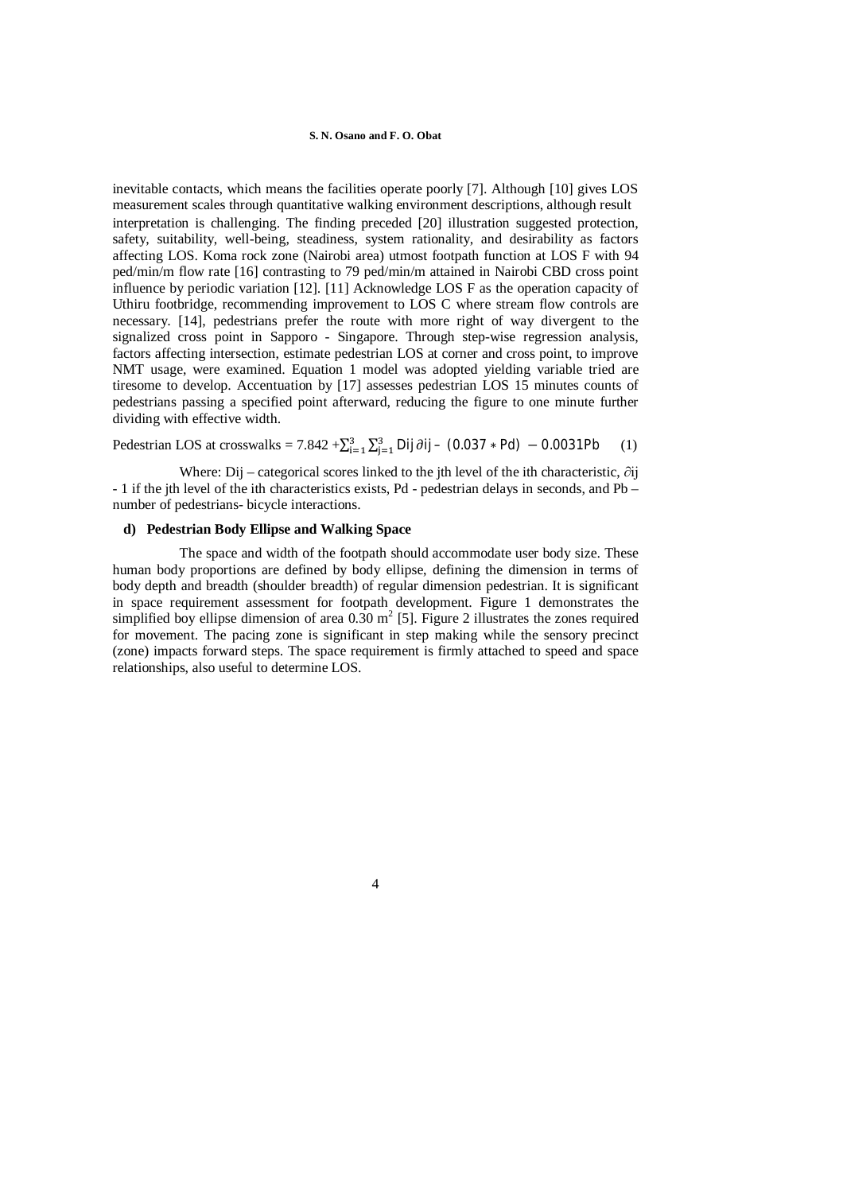inevitable contacts, which means the facilities operate poorly [7]. Although [10] gives LOS measurement scales through quantitative walking environment descriptions, although result interpretation is challenging. The finding preceded [20] illustration suggested protection, safety, suitability, well-being, steadiness, system rationality, and desirability as factors affecting LOS. Koma rock zone (Nairobi area) utmost footpath function at LOS F with 94 ped/min/m flow rate [16] contrasting to 79 ped/min/m attained in Nairobi CBD cross point influence by periodic variation [12]. [11] Acknowledge LOS F as the operation capacity of Uthiru footbridge, recommending improvement to LOS C where stream flow controls are necessary. [14], pedestrians prefer the route with more right of way divergent to the signalized cross point in Sapporo - Singapore. Through step-wise regression analysis, factors affecting intersection, estimate pedestrian LOS at corner and cross point, to improve NMT usage, were examined. Equation 1 model was adopted yielding variable tried are tiresome to develop. Accentuation by [17] assesses pedestrian LOS 15 minutes counts of pedestrians passing a specified point afterward, reducing the figure to one minute further dividing with effective width.

$$\text{Pedestrian LOS at crosswalks} = 7.842 + \sum_{i=1}^{3} \sum_{j=1}^{3} Dij\,\partial ij - (0.037 * Pd) - 0.0031Pb \qquad (1)$$

Where: Dij – categorical scores linked to the jth level of the ith characteristic, $\partial$ij - 1 if the jth level of the ith characteristics exists, Pd - pedestrian delays in seconds, and Pb – number of pedestrians- bicycle interactions.

#### d) Pedestrian Body Ellipse and Walking Space

The space and width of the footpath should accommodate user body size. These human body proportions are defined by body ellipse, defining the dimension in terms of body depth and breadth (shoulder breadth) of regular dimension pedestrian. It is significant in space requirement assessment for footpath development. Figure 1 demonstrates the simplified boy ellipse dimension of area 0.30 $m^2$ [5]. Figure 2 illustrates the zones required for movement. The pacing zone is significant in step making while the sensory precinct (zone) impacts forward steps. The space requirement is firmly attached to speed and space relationships, also useful to determine LOS.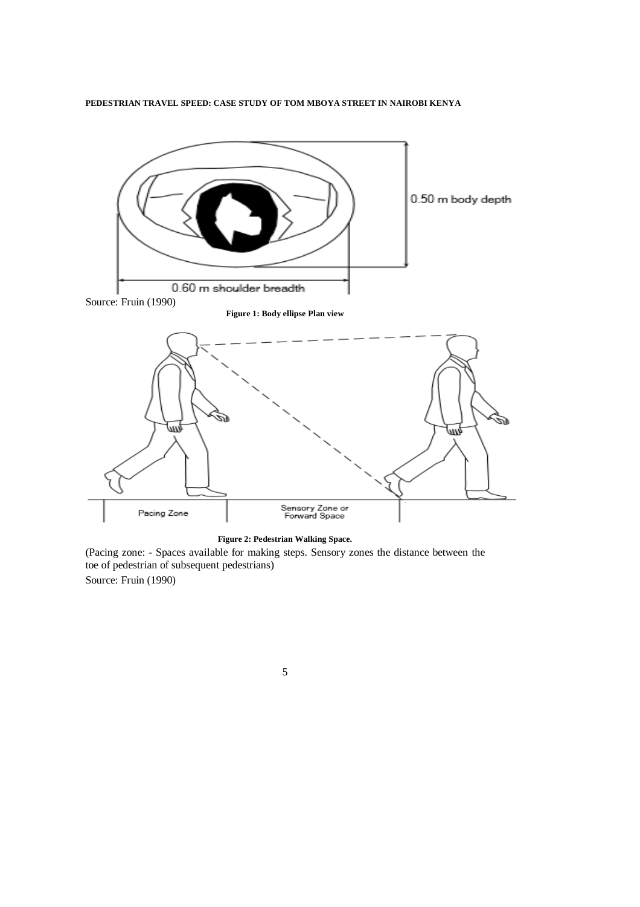Source: Fruin (1990)

**Figure 1: Body ellipse Plan view**

**Figure 2: Pedestrian Walking Space.**

(Pacing zone: - Spaces available for making steps. Sensory zones the distance between the toe of pedestrian of subsequent pedestrians)

Source: Fruin (1990)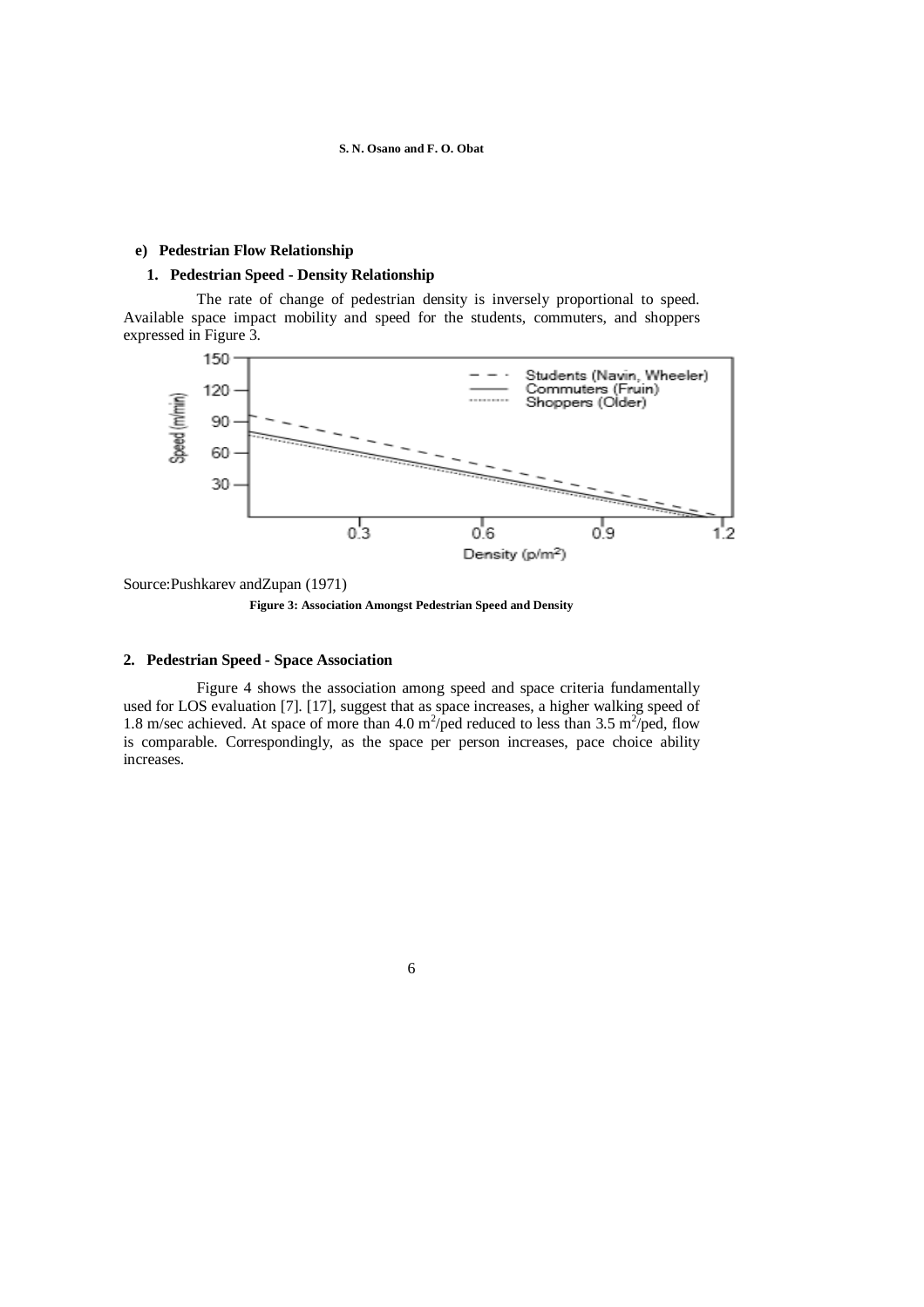**e) Pedestrian Flow Relationship**

**1. Pedestrian Speed - Density Relationship**

The rate of change of pedestrian density is inversely proportional to speed. Available space impact mobility and speed for the students, commuters, and shoppers expressed in Figure 3.

Source:Pushkarev andZupan (1971)

**Figure 3: Association Amongst Pedestrian Speed and Density**

**2. Pedestrian Speed - Space Association**

Figure 4 shows the association among speed and space criteria fundamentally used for LOS evaluation [7]. [17], suggest that as space increases, a higher walking speed of 1.8 m/sec achieved. At space of more than 4.0 $m^2$/ped reduced to less than 3.5 $m^2$/ped, flow is comparable. Correspondingly, as the space per person increases, pace choice ability increases.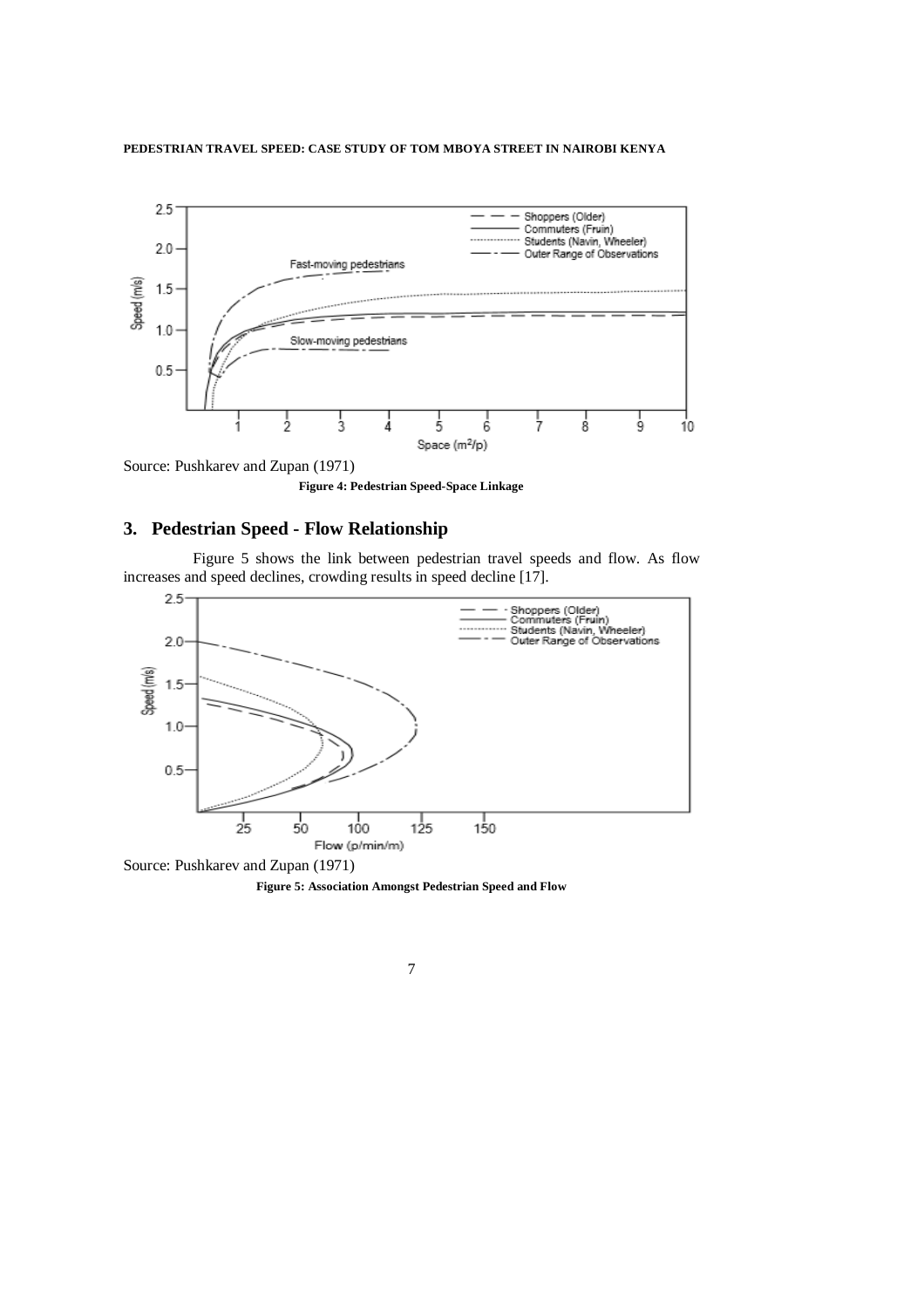Source: Pushkarev and Zupan (1971)

**Figure 4: Pedestrian Speed-Space Linkage**

## 3. Pedestrian Speed - Flow Relationship

Figure 5 shows the link between pedestrian travel speeds and flow. As flow increases and speed declines, crowding results in speed decline [17].

Source: Pushkarev and Zupan (1971)

**Figure 5: Association Amongst Pedestrian Speed and Flow**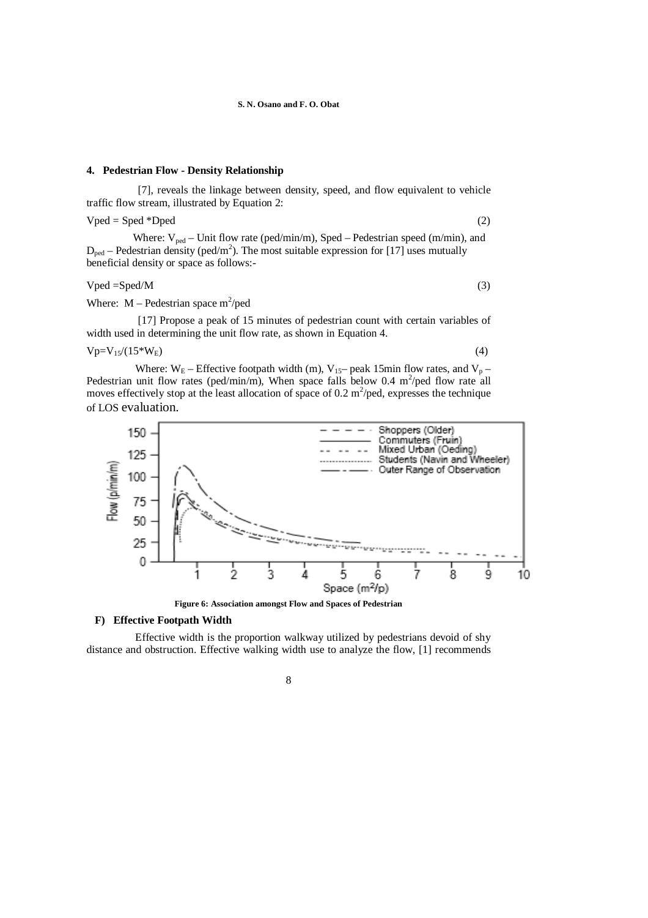## 4. Pedestrian Flow - Density Relationship

[7], reveals the linkage between density, speed, and flow equivalent to vehicle traffic flow stream, illustrated by Equation 2:

$$V_{ped} = S_{ped} * D_{ped} \quad (2)$$

Where: $V_{ped}$ – Unit flow rate (ped/min/m), Sped – Pedestrian speed (m/min), and $D_{ped}$ – Pedestrian density (ped/m$^2$). The most suitable expression for [17] uses mutually beneficial density or space as follows:-

$$V_{ped} = S_{ped}/M \quad (3)$$

Where: M – Pedestrian space m$^2$/ped

[17] Propose a peak of 15 minutes of pedestrian count with certain variables of width used in determining the unit flow rate, as shown in Equation 4.

$$V_p = V_{15}/(15*W_E) \quad (4)$$

Where: $W_E$ – Effective footpath width (m), $V_{15}$– peak 15min flow rates, and $V_p$ – Pedestrian unit flow rates (ped/min/m), When space falls below 0.4 m$^2$/ped flow rate all moves effectively stop at the least allocation of space of 0.2 m$^2$/ped, expresses the technique of LOS evaluation.

**Figure 6: Association amongst Flow and Spaces of Pedestrian**

### F) Effective Footpath Width

Effective width is the proportion walkway utilized by pedestrians devoid of shy distance and obstruction. Effective walking width use to analyze the flow, [1] recommends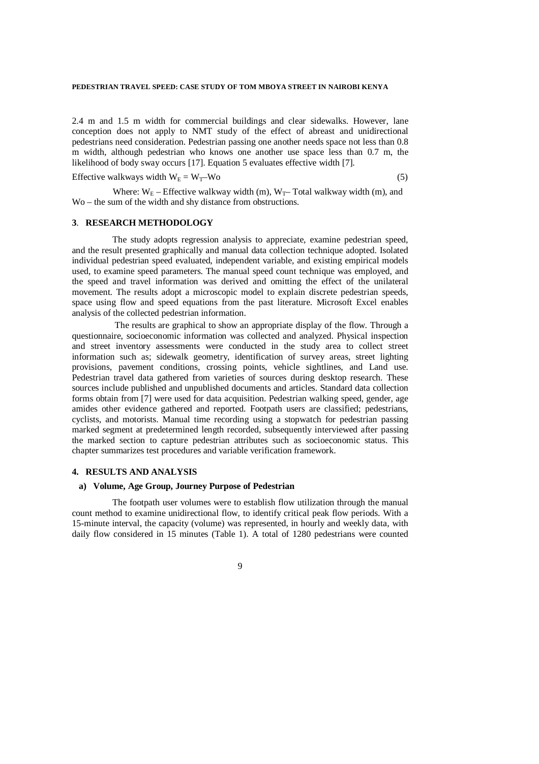2.4 m and 1.5 m width for commercial buildings and clear sidewalks. However, lane conception does not apply to NMT study of the effect of abreast and unidirectional pedestrians need consideration. Pedestrian passing one another needs space not less than 0.8 m width, although pedestrian who knows one another use space less than 0.7 m, the likelihood of body sway occurs [17]. Equation 5 evaluates effective width [7].

Effective walkways width $W_E = W_T – Wo$ (5)

Where: $W_E$ – Effective walkway width (m), $W_T$– Total walkway width (m), and Wo – the sum of the width and shy distance from obstructions.

## 3. RESEARCH METHODOLOGY

The study adopts regression analysis to appreciate, examine pedestrian speed, and the result presented graphically and manual data collection technique adopted. Isolated individual pedestrian speed evaluated, independent variable, and existing empirical models used, to examine speed parameters. The manual speed count technique was employed, and the speed and travel information was derived and omitting the effect of the unilateral movement. The results adopt a microscopic model to explain discrete pedestrian speeds, space using flow and speed equations from the past literature. Microsoft Excel enables analysis of the collected pedestrian information.

The results are graphical to show an appropriate display of the flow. Through a questionnaire, socioeconomic information was collected and analyzed. Physical inspection and street inventory assessments were conducted in the study area to collect street information such as; sidewalk geometry, identification of survey areas, street lighting provisions, pavement conditions, crossing points, vehicle sightlines, and Land use. Pedestrian travel data gathered from varieties of sources during desktop research. These sources include published and unpublished documents and articles. Standard data collection forms obtain from [7] were used for data acquisition. Pedestrian walking speed, gender, age amides other evidence gathered and reported. Footpath users are classified; pedestrians, cyclists, and motorists. Manual time recording using a stopwatch for pedestrian passing marked segment at predetermined length recorded, subsequently interviewed after passing the marked section to capture pedestrian attributes such as socioeconomic status. This chapter summarizes test procedures and variable verification framework.

## 4. RESULTS AND ANALYSIS

### a) Volume, Age Group, Journey Purpose of Pedestrian

The footpath user volumes were to establish flow utilization through the manual count method to examine unidirectional flow, to identify critical peak flow periods. With a 15-minute interval, the capacity (volume) was represented, in hourly and weekly data, with daily flow considered in 15 minutes (Table 1). A total of 1280 pedestrians were counted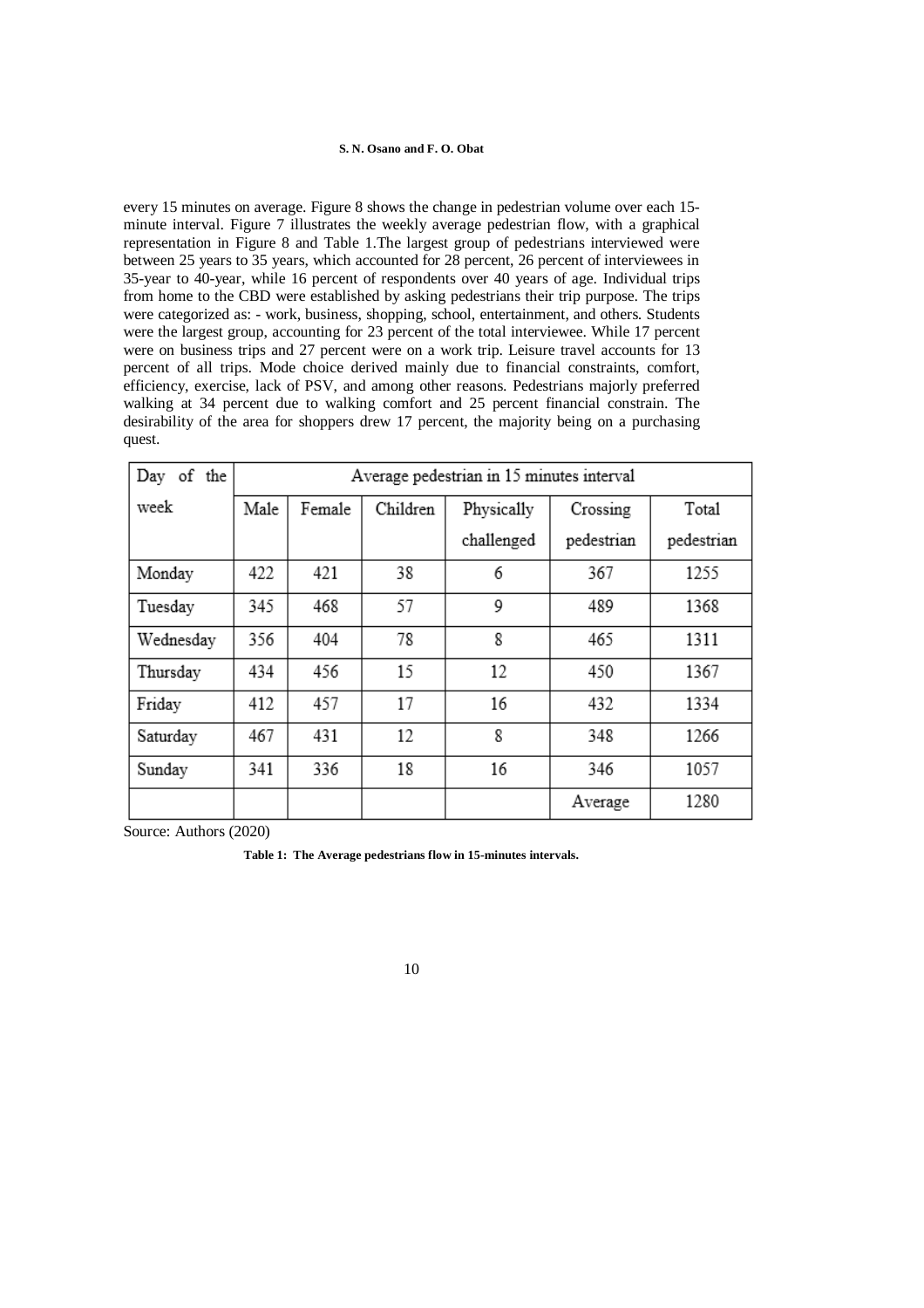every 15 minutes on average. Figure 8 shows the change in pedestrian volume over each 15-minute interval. Figure 7 illustrates the weekly average pedestrian flow, with a graphical representation in Figure 8 and Table 1.The largest group of pedestrians interviewed were between 25 years to 35 years, which accounted for 28 percent, 26 percent of interviewees in 35-year to 40-year, while 16 percent of respondents over 40 years of age. Individual trips from home to the CBD were established by asking pedestrians their trip purpose. The trips were categorized as: - work, business, shopping, school, entertainment, and others. Students were the largest group, accounting for 23 percent of the total interviewee. While 17 percent were on business trips and 27 percent were on a work trip. Leisure travel accounts for 13 percent of all trips. Mode choice derived mainly due to financial constraints, comfort, efficiency, exercise, lack of PSV, and among other reasons. Pedestrians majorly preferred walking at 34 percent due to walking comfort and 25 percent financial constrain. The desirability of the area for shoppers drew 17 percent, the majority being on a purchasing quest.

| Day of the week | Average pedestrian in 15 minutes interval | | | | | |
|---|---|---|---|---|---|---|
| | Male | Female | Children | Physically challenged | Crossing pedestrian | Total pedestrian |
| Monday | 422 | 421 | 38 | 6 | 367 | 1255 |
| Tuesday | 345 | 468 | 57 | 9 | 489 | 1368 |
| Wednesday | 356 | 404 | 78 | 8 | 465 | 1311 |
| Thursday | 434 | 456 | 15 | 12 | 450 | 1367 |
| Friday | 412 | 457 | 17 | 16 | 432 | 1334 |
| Saturday | 467 | 431 | 12 | 8 | 348 | 1266 |
| Sunday | 341 | 336 | 18 | 16 | 346 | 1057 |
| | | | | | Average | 1280 |

Source: Authors (2020)

**Table 1: The Average pedestrians flow in 15-minutes intervals.**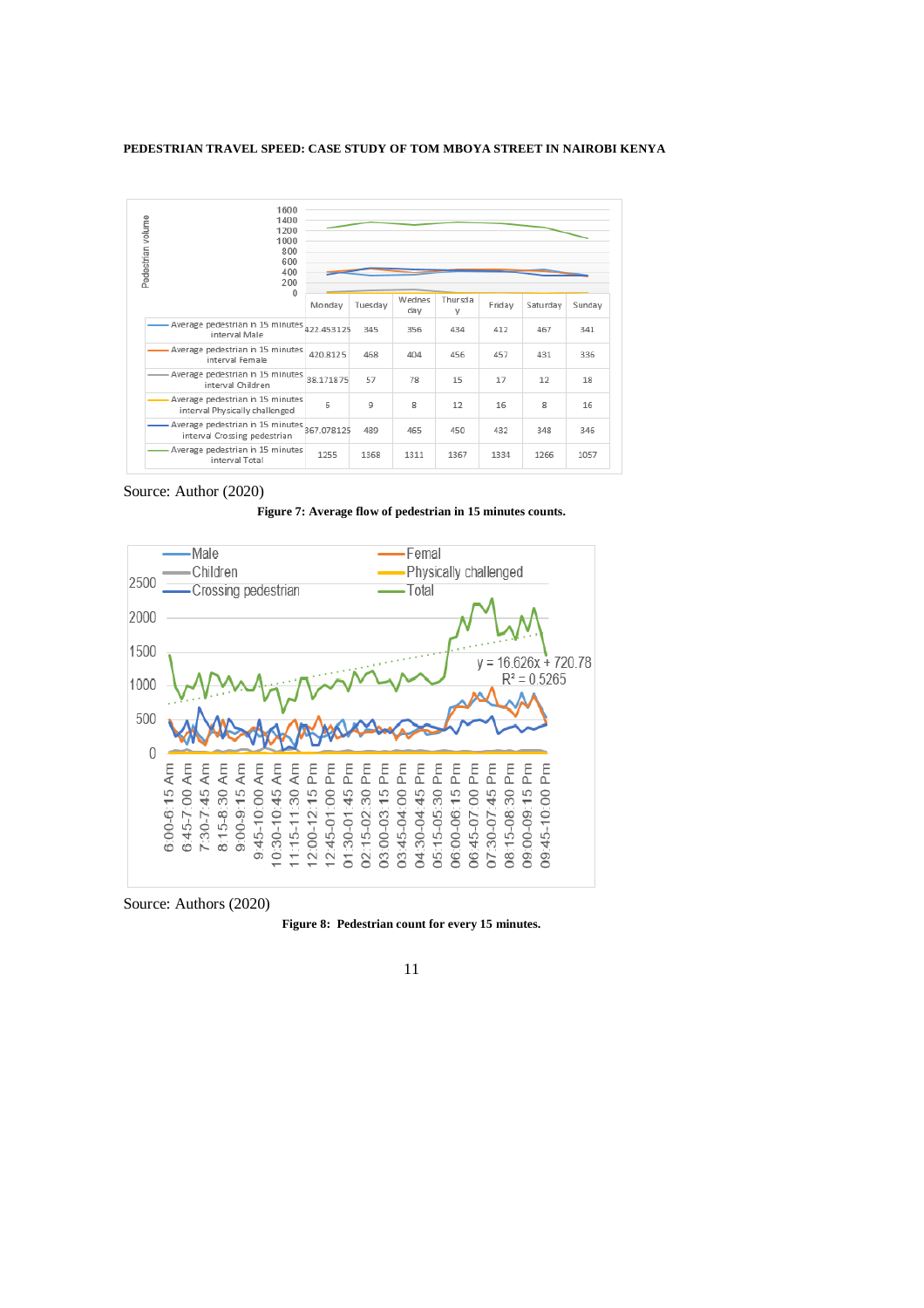| | Monday | Tuesday | Wednesday | Thursday | Friday | Saturday | Sunday |
|---|---|---|---|---|---|---|---|
| Average pedestrian in 15 minutes interval Male | 422.453125 | 345 | 356 | 434 | 412 | 467 | 341 |
| Average pedestrian in 15 minutes interval Female | 420.8125 | 468 | 404 | 456 | 457 | 431 | 336 |
| Average pedestrian in 15 minutes interval Children | 38.171875 | 57 | 78 | 15 | 17 | 12 | 18 |
| Average pedestrian in 15 minutes interval Physically challenged | 5 | 9 | 8 | 12 | 16 | 8 | 16 |
| Average pedestrian in 15 minutes interval Crossing pedestrian | 367.078125 | 489 | 465 | 450 | 432 | 348 | 346 |
| Average pedestrian in 15 minutes interval Total | 1255 | 1368 | 1311 | 1367 | 1334 | 1266 | 1057 |

Source: Author (2020)

**Figure 7: Average flow of pedestrian in 15 minutes counts.**

Source: Authors (2020)

**Figure 8: Pedestrian count for every 15 minutes.**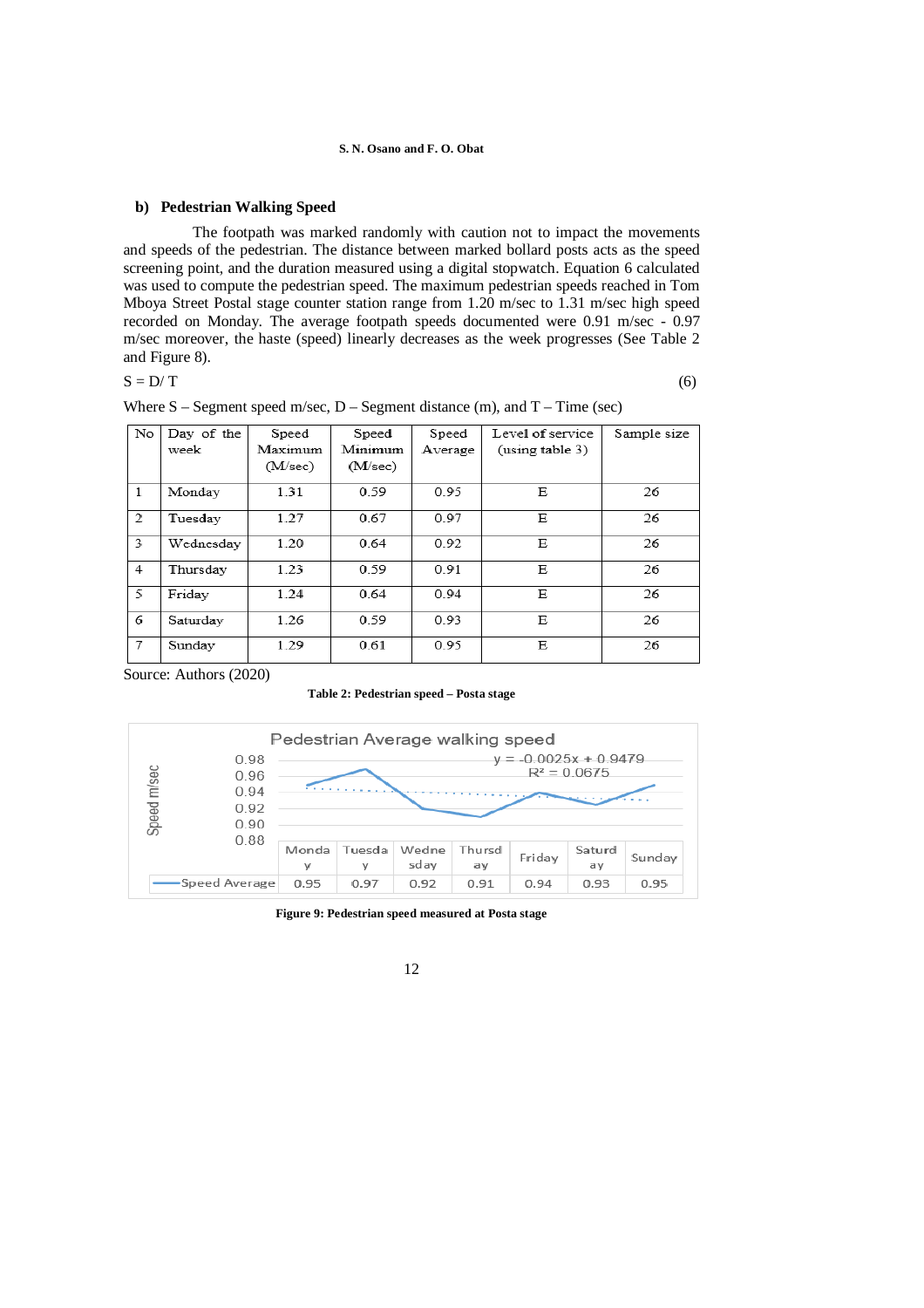### b) Pedestrian Walking Speed

The footpath was marked randomly with caution not to impact the movements and speeds of the pedestrian. The distance between marked bollard posts acts as the speed screening point, and the duration measured using a digital stopwatch. Equation 6 calculated was used to compute the pedestrian speed. The maximum pedestrian speeds reached in Tom Mboya Street Postal stage counter station range from 1.20 m/sec to 1.31 m/sec high speed recorded on Monday. The average footpath speeds documented were 0.91 m/sec - 0.97 m/sec moreover, the haste (speed) linearly decreases as the week progresses (See Table 2 and Figure 8).

$$S = D/T \tag{6}$$

Where S – Segment speed m/sec, D – Segment distance (m), and T – Time (sec)

| No | Day of the week | Speed Maximum (M/sec) | Speed Minimum (M/sec) | Speed Average | Level of service (using table 3) | Sample size |
|---|---|---|---|---|---|---|
| 1 | Monday | 1.31 | 0.59 | 0.95 | E | 26 |
| 2 | Tuesday | 1.27 | 0.67 | 0.97 | E | 26 |
| 3 | Wednesday | 1.20 | 0.64 | 0.92 | E | 26 |
| 4 | Thursday | 1.23 | 0.59 | 0.91 | E | 26 |
| 5 | Friday | 1.24 | 0.64 | 0.94 | E | 26 |
| 6 | Saturday | 1.26 | 0.59 | 0.93 | E | 26 |
| 7 | Sunday | 1.29 | 0.61 | 0.95 | E | 26 |

Source: Authors (2020)

**Table 2: Pedestrian speed – Posta stage**

Pedestrian Average walking speed

$y = -0.0025x + 0.9479$
$R^2 = 0.0675$

| | Monday | Tuesday | Wednesday | Thursday | Friday | Saturday | Sunday |
|---|---|---|---|---|---|---|---|
| Speed Average | 0.95 | 0.97 | 0.92 | 0.91 | 0.94 | 0.93 | 0.95 |

**Figure 9: Pedestrian speed measured at Posta stage**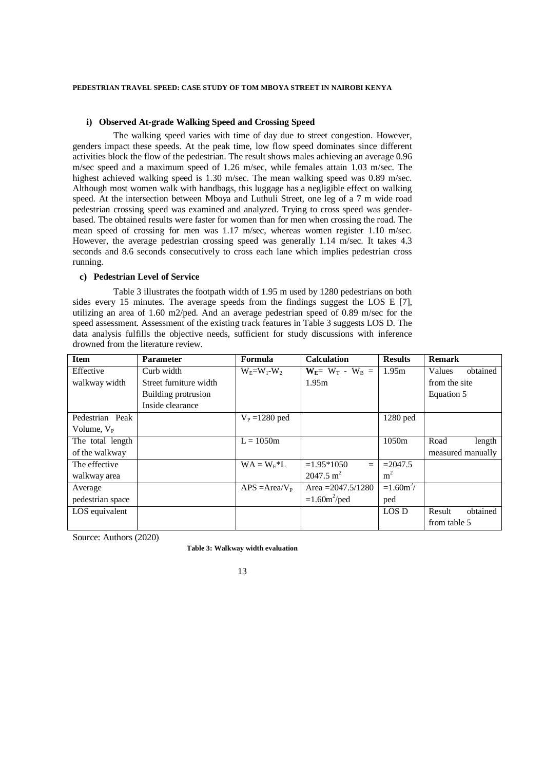#### i) Observed At-grade Walking Speed and Crossing Speed

The walking speed varies with time of day due to street congestion. However, genders impact these speeds. At the peak time, low flow speed dominates since different activities block the flow of the pedestrian. The result shows males achieving an average 0.96 m/sec speed and a maximum speed of 1.26 m/sec, while females attain 1.03 m/sec. The highest achieved walking speed is 1.30 m/sec. The mean walking speed was 0.89 m/sec. Although most women walk with handbags, this luggage has a negligible effect on walking speed. At the intersection between Mboya and Luthuli Street, one leg of a 7 m wide road pedestrian crossing speed was examined and analyzed. Trying to cross speed was gender-based. The obtained results were faster for women than for men when crossing the road. The mean speed of crossing for men was 1.17 m/sec, whereas women register 1.10 m/sec. However, the average pedestrian crossing speed was generally 1.14 m/sec. It takes 4.3 seconds and 8.6 seconds consecutively to cross each lane which implies pedestrian cross running.

### c) Pedestrian Level of Service

Table 3 illustrates the footpath width of 1.95 m used by 1280 pedestrians on both sides every 15 minutes. The average speeds from the findings suggest the LOS E [7], utilizing an area of 1.60 m2/ped. And an average pedestrian speed of 0.89 m/sec for the speed assessment. Assessment of the existing track features in Table 3 suggests LOS D. The data analysis fulfills the objective needs, sufficient for study discussions with inference drowned from the literature review.

| Item | Parameter | Formula | Calculation | Results | Remark |
|---|---|---|---|---|---|
| Effective walkway width | Curb width<br>Street furniture width<br>Building protrusion<br>Inside clearance | $W_E=W_1-W_2$ | $\mathbf{W_E}= W_T - W_B =$ 1.95m | 1.95m | Values obtained from the site Equation 5 |
| Pedestrian Peak Volume, $V_P$ | | $V_P$ =1280 ped | | 1280 ped | |
| The total length of the walkway | | L = 1050m | | 1050m | Road length measured manually |
| The effective walkway area | | $WA = W_E{*}L$ | =1.95*1050 = 2047.5 $m^2$ | =2047.5 $m^2$ | |
| Average pedestrian space | | APS =Area/$V_P$ | Area =2047.5/1280 =1.60$m^2$/ped | =1.60$m^2$/ ped | |
| LOS equivalent | | | | LOS D | Result obtained from table 5 |

Source: Authors (2020)

**Table 3: Walkway width evaluation**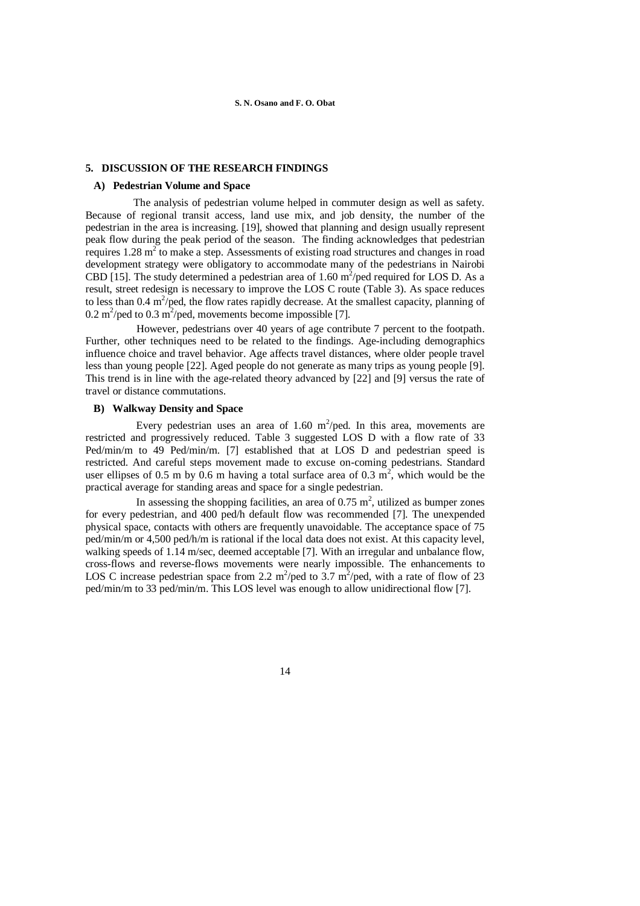## 5. DISCUSSION OF THE RESEARCH FINDINGS

### A) Pedestrian Volume and Space

The analysis of pedestrian volume helped in commuter design as well as safety. Because of regional transit access, land use mix, and job density, the number of the pedestrian in the area is increasing. [19], showed that planning and design usually represent peak flow during the peak period of the season. The finding acknowledges that pedestrian requires 1.28 $m^2$ to make a step. Assessments of existing road structures and changes in road development strategy were obligatory to accommodate many of the pedestrians in Nairobi CBD [15]. The study determined a pedestrian area of 1.60 $m^2$/ped required for LOS D. As a result, street redesign is necessary to improve the LOS C route (Table 3). As space reduces to less than 0.4 $m^2$/ped, the flow rates rapidly decrease. At the smallest capacity, planning of 0.2 $m^2$/ped to 0.3 $m^2$/ped, movements become impossible [7].

However, pedestrians over 40 years of age contribute 7 percent to the footpath. Further, other techniques need to be related to the findings. Age-including demographics influence choice and travel behavior. Age affects travel distances, where older people travel less than young people [22]. Aged people do not generate as many trips as young people [9]. This trend is in line with the age-related theory advanced by [22] and [9] versus the rate of travel or distance commutations.

### B) Walkway Density and Space

Every pedestrian uses an area of 1.60 $m^2$/ped. In this area, movements are restricted and progressively reduced. Table 3 suggested LOS D with a flow rate of 33 Ped/min/m to 49 Ped/min/m. [7] established that at LOS D and pedestrian speed is restricted. And careful steps movement made to excuse on-coming pedestrians. Standard user ellipses of 0.5 m by 0.6 m having a total surface area of 0.3 $m^2$, which would be the practical average for standing areas and space for a single pedestrian.

In assessing the shopping facilities, an area of 0.75 $m^2$, utilized as bumper zones for every pedestrian, and 400 ped/h default flow was recommended [7]. The unexpended physical space, contacts with others are frequently unavoidable. The acceptance space of 75 ped/min/m or 4,500 ped/h/m is rational if the local data does not exist. At this capacity level, walking speeds of 1.14 m/sec, deemed acceptable [7]. With an irregular and unbalance flow, cross-flows and reverse-flows movements were nearly impossible. The enhancements to LOS C increase pedestrian space from 2.2 $m^2$/ped to 3.7 $m^2$/ped, with a rate of flow of 23 ped/min/m to 33 ped/min/m. This LOS level was enough to allow unidirectional flow [7].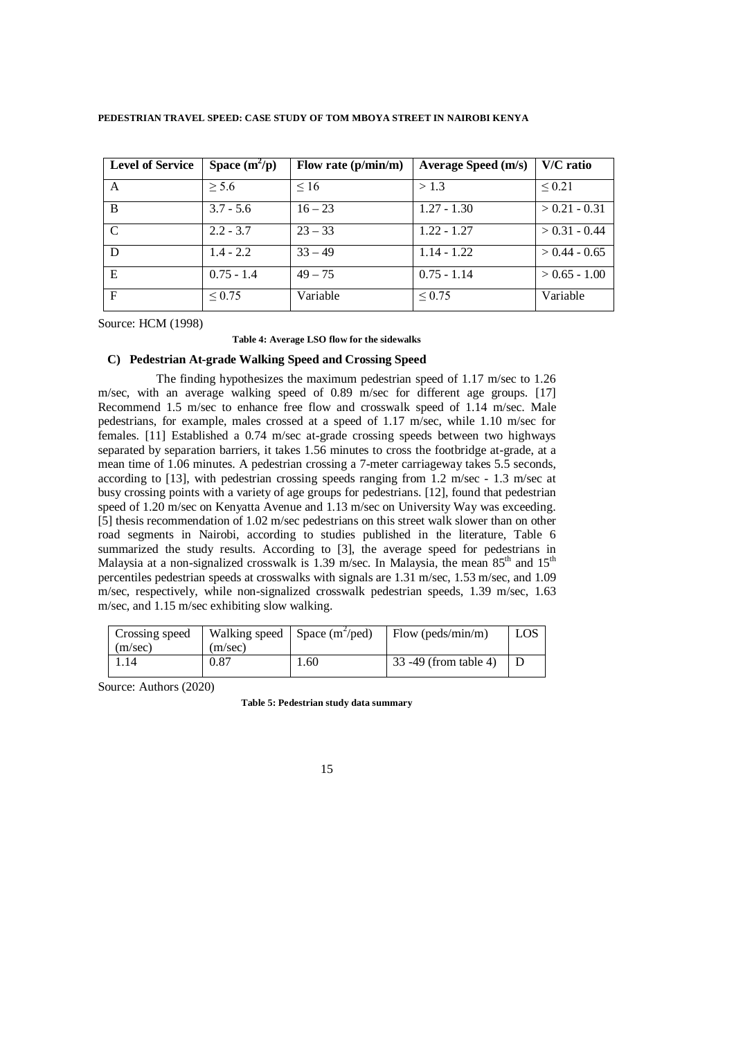| Level of Service | Space ($m^2$/p) | Flow rate (p/min/m) | Average Speed (m/s) | V/C ratio |
|---|---|---|---|---|
| A | ≥ 5.6 | ≤ 16 | > 1.3 | ≤ 0.21 |
| B | 3.7 - 5.6 | 16 – 23 | 1.27 - 1.30 | > 0.21 - 0.31 |
| C | 2.2 - 3.7 | 23 – 33 | 1.22 - 1.27 | > 0.31 - 0.44 |
| D | 1.4 - 2.2 | 33 – 49 | 1.14 - 1.22 | > 0.44 - 0.65 |
| E | 0.75 - 1.4 | 49 – 75 | 0.75 - 1.14 | > 0.65 - 1.00 |
| F | ≤ 0.75 | Variable | ≤ 0.75 | Variable |

Source: HCM (1998)

**Table 4: Average LSO flow for the sidewalks**

### C) Pedestrian At-grade Walking Speed and Crossing Speed

The finding hypothesizes the maximum pedestrian speed of 1.17 m/sec to 1.26 m/sec, with an average walking speed of 0.89 m/sec for different age groups. [17] Recommend 1.5 m/sec to enhance free flow and crosswalk speed of 1.14 m/sec. Male pedestrians, for example, males crossed at a speed of 1.17 m/sec, while 1.10 m/sec for females. [11] Established a 0.74 m/sec at-grade crossing speeds between two highways separated by separation barriers, it takes 1.56 minutes to cross the footbridge at-grade, at a mean time of 1.06 minutes. A pedestrian crossing a 7-meter carriageway takes 5.5 seconds, according to [13], with pedestrian crossing speeds ranging from 1.2 m/sec - 1.3 m/sec at busy crossing points with a variety of age groups for pedestrians. [12], found that pedestrian speed of 1.20 m/sec on Kenyatta Avenue and 1.13 m/sec on University Way was exceeding. [5] thesis recommendation of 1.02 m/sec pedestrians on this street walk slower than on other road segments in Nairobi, according to studies published in the literature, Table 6 summarized the study results. According to [3], the average speed for pedestrians in Malaysia at a non-signalized crosswalk is 1.39 m/sec. In Malaysia, the mean 85$^{th}$ and 15$^{th}$ percentiles pedestrian speeds at crosswalks with signals are 1.31 m/sec, 1.53 m/sec, and 1.09 m/sec, respectively, while non-signalized crosswalk pedestrian speeds, 1.39 m/sec, 1.63 m/sec, and 1.15 m/sec exhibiting slow walking.

| Crossing speed (m/sec) | Walking speed (m/sec) | Space ($m^2$/ped) | Flow (peds/min/m) | LOS |
|---|---|---|---|---|
| 1.14 | 0.87 | 1.60 | 33 -49 (from table 4) | D |

Source: Authors (2020)

**Table 5: Pedestrian study data summary**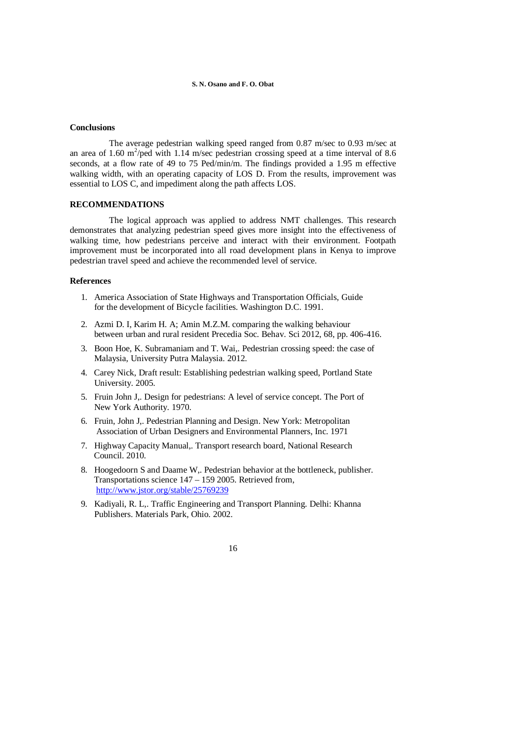## Conclusions

The average pedestrian walking speed ranged from 0.87 m/sec to 0.93 m/sec at an area of 1.60 $m^2$/ped with 1.14 m/sec pedestrian crossing speed at a time interval of 8.6 seconds, at a flow rate of 49 to 75 Ped/min/m. The findings provided a 1.95 m effective walking width, with an operating capacity of LOS D. From the results, improvement was essential to LOS C, and impediment along the path affects LOS.

## RECOMMENDATIONS

The logical approach was applied to address NMT challenges. This research demonstrates that analyzing pedestrian speed gives more insight into the effectiveness of walking time, how pedestrians perceive and interact with their environment. Footpath improvement must be incorporated into all road development plans in Kenya to improve pedestrian travel speed and achieve the recommended level of service.

## References

1. America Association of State Highways and Transportation Officials, Guide for the development of Bicycle facilities. Washington D.C. 1991.
2. Azmi D. I, Karim H. A; Amin M.Z.M. comparing the walking behaviour between urban and rural resident Precedia Soc. Behav. Sci 2012, 68, pp. 406-416.
3. Boon Hoe, K. Subramaniam and T. Wai,. Pedestrian crossing speed: the case of Malaysia, University Putra Malaysia. 2012.
4. Carey Nick, Draft result: Establishing pedestrian walking speed, Portland State University. 2005.
5. Fruin John J,. Design for pedestrians: A level of service concept. The Port of New York Authority. 1970.
6. Fruin, John J,. Pedestrian Planning and Design. New York: Metropolitan Association of Urban Designers and Environmental Planners, Inc. 1971
7. Highway Capacity Manual,. Transport research board, National Research Council. 2010.
8. Hoogedoorn S and Daame W,. Pedestrian behavior at the bottleneck, publisher. Transportations science 147 – 159 2005. Retrieved from, http://www.jstor.org/stable/25769239
9. Kadiyali, R. L,. Traffic Engineering and Transport Planning. Delhi: Khanna Publishers. Materials Park, Ohio. 2002.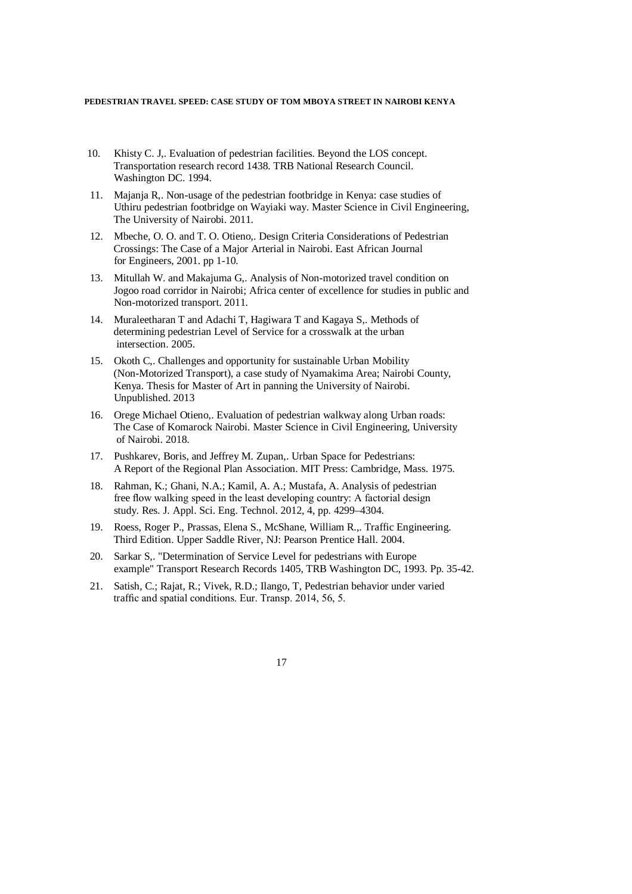10. Khisty C. J,. Evaluation of pedestrian facilities. Beyond the LOS concept. Transportation research record 1438. TRB National Research Council. Washington DC. 1994.
11. Majanja R,. Non-usage of the pedestrian footbridge in Kenya: case studies of Uthiru pedestrian footbridge on Wayiaki way. Master Science in Civil Engineering, The University of Nairobi. 2011.
12. Mbeche, O. O. and T. O. Otieno,. Design Criteria Considerations of Pedestrian Crossings: The Case of a Major Arterial in Nairobi. East African Journal for Engineers, 2001. pp 1-10.
13. Mitullah W. and Makajuma G,. Analysis of Non-motorized travel condition on Jogoo road corridor in Nairobi; Africa center of excellence for studies in public and Non-motorized transport. 2011.
14. Muraleetharan T and Adachi T, Hagiwara T and Kagaya S,. Methods of determining pedestrian Level of Service for a crosswalk at the urban intersection. 2005.
15. Okoth C,. Challenges and opportunity for sustainable Urban Mobility (Non-Motorized Transport), a case study of Nyamakima Area; Nairobi County, Kenya. Thesis for Master of Art in panning the University of Nairobi. Unpublished. 2013
16. Orege Michael Otieno,. Evaluation of pedestrian walkway along Urban roads: The Case of Komarock Nairobi. Master Science in Civil Engineering, University of Nairobi. 2018.
17. Pushkarev, Boris, and Jeffrey M. Zupan,. Urban Space for Pedestrians: A Report of the Regional Plan Association. MIT Press: Cambridge, Mass. 1975.
18. Rahman, K.; Ghani, N.A.; Kamil, A. A.; Mustafa, A. Analysis of pedestrian free flow walking speed in the least developing country: A factorial design study. Res. J. Appl. Sci. Eng. Technol. 2012, 4, pp. 4299–4304.
19. Roess, Roger P., Prassas, Elena S., McShane, William R.,. Traffic Engineering. Third Edition. Upper Saddle River, NJ: Pearson Prentice Hall. 2004.
20. Sarkar S,. "Determination of Service Level for pedestrians with Europe example" Transport Research Records 1405, TRB Washington DC, 1993. Pp. 35-42.
21. Satish, C.; Rajat, R.; Vivek, R.D.; Ilango, T, Pedestrian behavior under varied traffic and spatial conditions. Eur. Transp. 2014, 56, 5.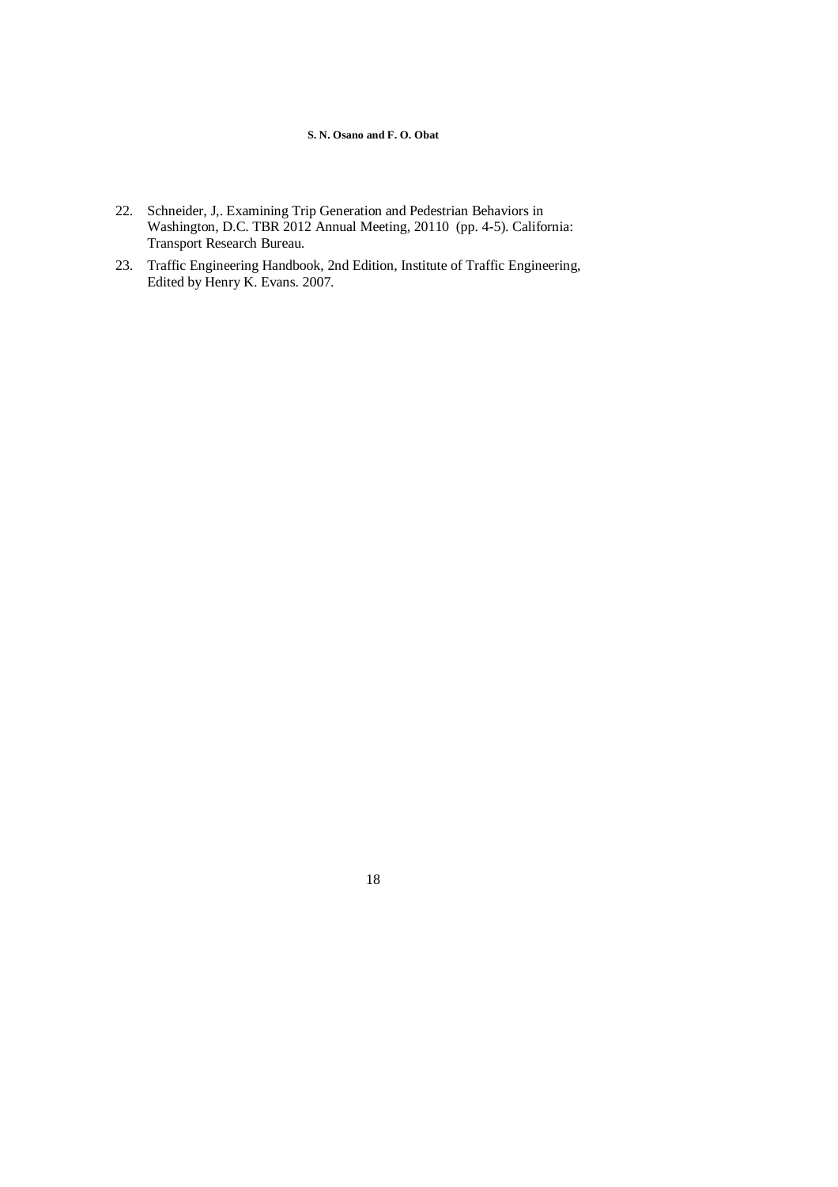22. Schneider, J,. Examining Trip Generation and Pedestrian Behaviors in Washington, D.C. TBR 2012 Annual Meeting, 20110 (pp. 4-5). California: Transport Research Bureau.

23. Traffic Engineering Handbook, 2nd Edition, Institute of Traffic Engineering, Edited by Henry K. Evans. 2007.